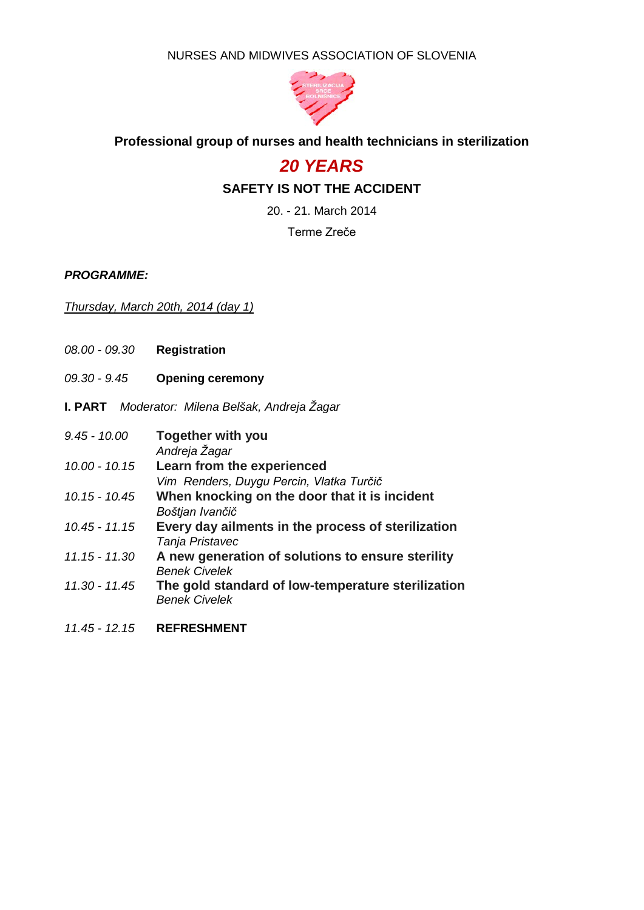NURSES AND MIDWIVES ASSOCIATION OF SLOVENIA

**Professional group of nurses and health technicians in sterilization**

# *20 YEARS*

## SAFETY IS NOT THE ACCIDENT

20. - 21. March 2014

Terme Zreče

***PROGRAMME:***

*Thursday, March 20th, 2014 (day 1)*

*08.00 - 09.30* **Registration**

*09.30 - 9.45* **Opening ceremony**

**I. PART** *Moderator: Milena Belšak, Andreja Žagar*

*9.45 - 10.00* **Together with you**
*Andreja Žagar*

*10.00 - 10.15* **Learn from the experienced**
*Vim Renders, Duygu Percin, Vlatka Turčič*

*10.15 - 10.45* **When knocking on the door that it is incident**
*Boštjan Ivančič*

*10.45 - 11.15* **Every day ailments in the process of sterilization**
*Tanja Pristavec*

*11.15 - 11.30* **A new generation of solutions to ensure sterility**
*Benek Civelek*

*11.30 - 11.45* **The gold standard of low-temperature sterilization**
*Benek Civelek*

*11.45 - 12.15* **REFRESHMENT**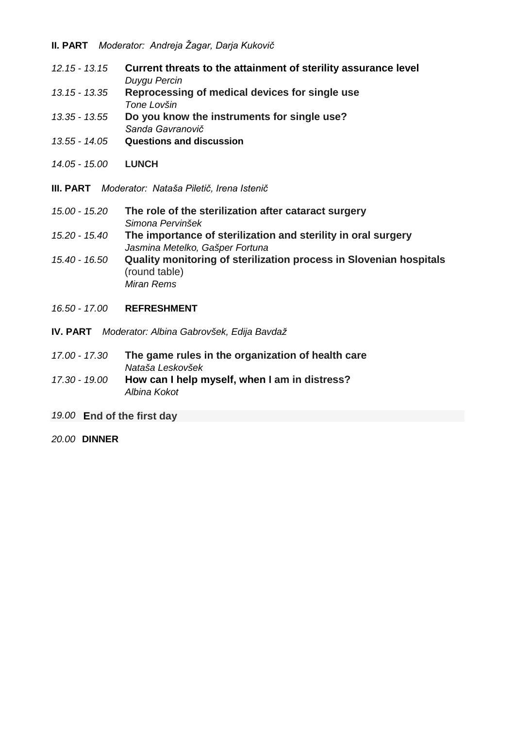**II. PART** *Moderator: Andreja Žagar, Darja Kukovič*

*12.15 - 13.15* **Current threats to the attainment of sterility assurance level**
*Duygu Percin*

*13.15 - 13.35* **Reprocessing of medical devices for single use**
*Tone Lovšin*

*13.35 - 13.55* **Do you know the instruments for single use?**
*Sanda Gavranovič*

*13.55 - 14.05* **Questions and discussion**

*14.05 - 15.00* **LUNCH**

**III. PART** *Moderator: Nataša Piletič, Irena Istenič*

*15.00 - 15.20* **The role of the sterilization after cataract surgery**
*Simona Pervinšek*

*15.20 - 15.40* **The importance of sterilization and sterility in oral surgery**
*Jasmina Metelko, Gašper Fortuna*

*15.40 - 16.50* **Quality monitoring of sterilization process in Slovenian hospitals** (round table)
*Miran Rems*

*16.50 - 17.00* **REFRESHMENT**

**IV. PART** *Moderator: Albina Gabrovšek, Edija Bavdaž*

*17.00 - 17.30* **The game rules in the organization of health care**
*Nataša Leskovšek*

*17.30 - 19.00* **How can I help myself, when I am in distress?**
*Albina Kokot*

*19.00* **End of the first day**

*20.00* **DINNER**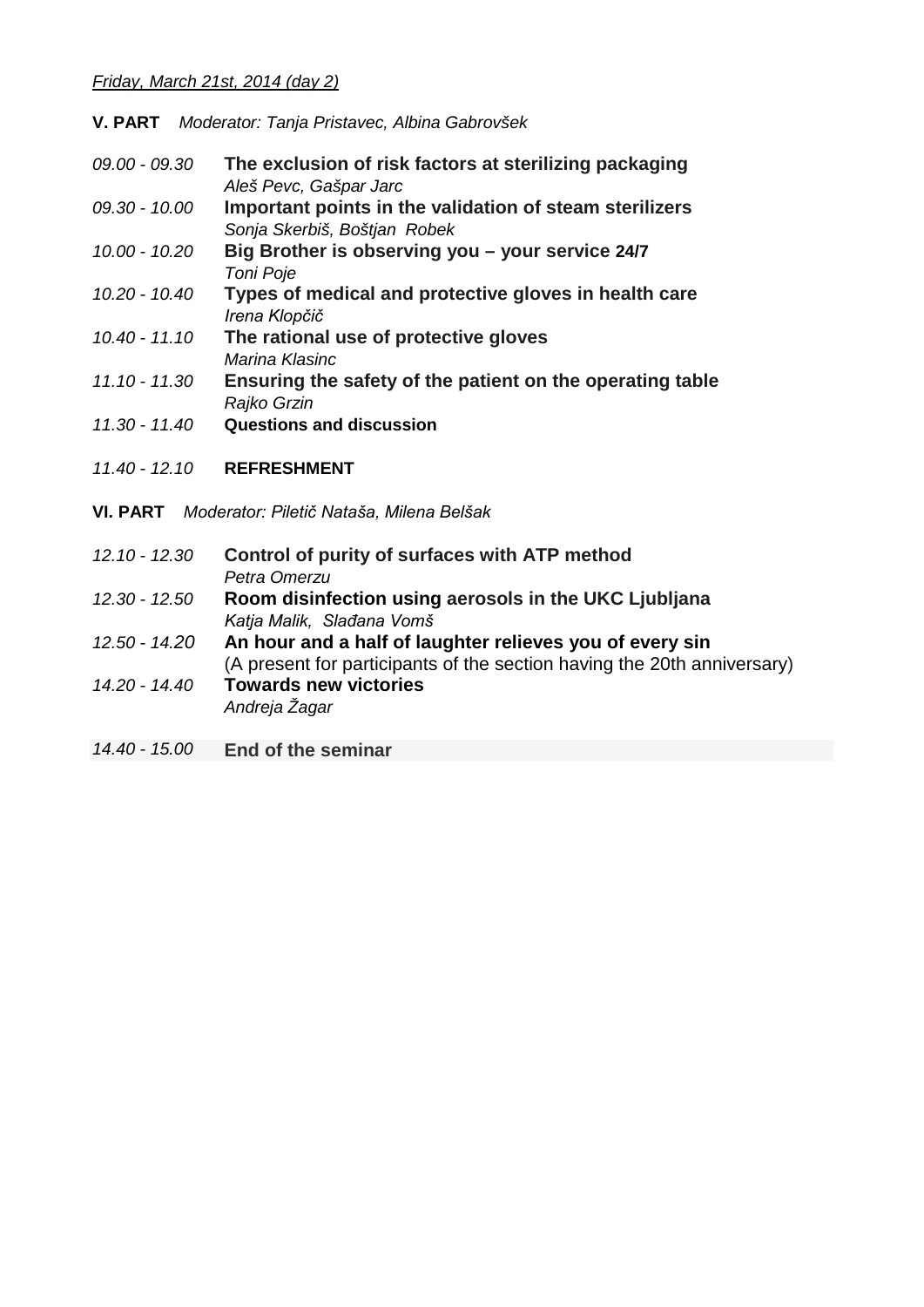*Friday, March 21st, 2014 (day 2)*

**V. PART** *Moderator: Tanja Pristavec, Albina Gabrovšek*

| | |
|---|---|
| *09.00 - 09.30* | **The exclusion of risk factors at sterilizing packaging**<br>*Aleš Pevc, Gašpar Jarc* |
| *09.30 - 10.00* | **Important points in the validation of steam sterilizers**<br>*Sonja Skerbiš, Boštjan Robek* |
| *10.00 - 10.20* | **Big Brother is observing you – your service 24/7**<br>*Toni Poje* |
| *10.20 - 10.40* | **Types of medical and protective gloves in health care**<br>*Irena Klopčič* |
| *10.40 - 11.10* | **The rational use of protective gloves**<br>*Marina Klasinc* |
| *11.10 - 11.30* | **Ensuring the safety of the patient on the operating table**<br>*Rajko Grzin* |
| *11.30 - 11.40* | **Questions and discussion** |
| *11.40 - 12.10* | **REFRESHMENT** |

**VI. PART** *Moderator: Piletič Nataša, Milena Belšak*

| | |
|---|---|
| *12.10 - 12.30* | **Control of purity of surfaces with ATP method**<br>*Petra Omerzu* |
| *12.30 - 12.50* | **Room disinfection using aerosols in the UKC Ljubljana**<br>*Katja Malik, Slađana Vomš* |
| *12.50 - 14.20* | **An hour and a half of laughter relieves you of every sin**<br>(A present for participants of the section having the 20th anniversary) |
| *14.20 - 14.40* | **Towards new victories**<br>*Andreja Žagar* |
| *14.40 - 15.00* | **End of the seminar** |